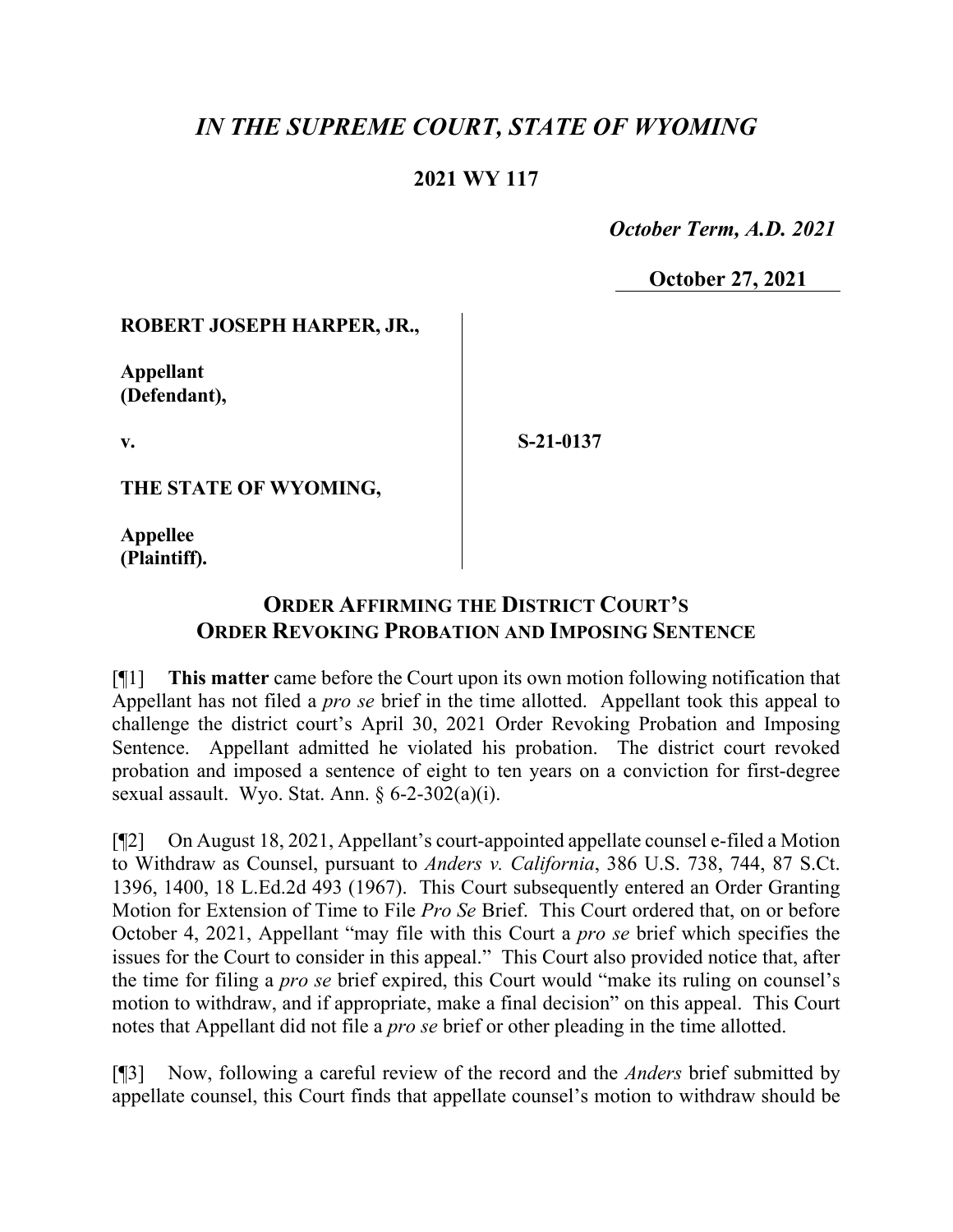# *IN THE SUPREME COURT, STATE OF WYOMING*

## 2021 WY 117

*October Term, A.D. 2021*

**October 27, 2021**

**ROBERT JOSEPH HARPER, JR.,**

**Appellant (Defendant),**

**v.**

**S-21-0137**

**THE STATE OF WYOMING,**

**Appellee (Plaintiff).**

## ORDER AFFIRMING THE DISTRICT COURT'S ORDER REVOKING PROBATION AND IMPOSING SENTENCE

[¶1] **This matter** came before the Court upon its own motion following notification that Appellant has not filed a *pro se* brief in the time allotted. Appellant took this appeal to challenge the district court's April 30, 2021 Order Revoking Probation and Imposing Sentence. Appellant admitted he violated his probation. The district court revoked probation and imposed a sentence of eight to ten years on a conviction for first-degree sexual assault. Wyo. Stat. Ann. § 6-2-302(a)(i).

[¶2] On August 18, 2021, Appellant's court-appointed appellate counsel e-filed a Motion to Withdraw as Counsel, pursuant to *Anders v. California*, 386 U.S. 738, 744, 87 S.Ct. 1396, 1400, 18 L.Ed.2d 493 (1967). This Court subsequently entered an Order Granting Motion for Extension of Time to File *Pro Se* Brief. This Court ordered that, on or before October 4, 2021, Appellant "may file with this Court a *pro se* brief which specifies the issues for the Court to consider in this appeal." This Court also provided notice that, after the time for filing a *pro se* brief expired, this Court would "make its ruling on counsel's motion to withdraw, and if appropriate, make a final decision" on this appeal. This Court notes that Appellant did not file a *pro se* brief or other pleading in the time allotted.

[¶3] Now, following a careful review of the record and the *Anders* brief submitted by appellate counsel, this Court finds that appellate counsel's motion to withdraw should be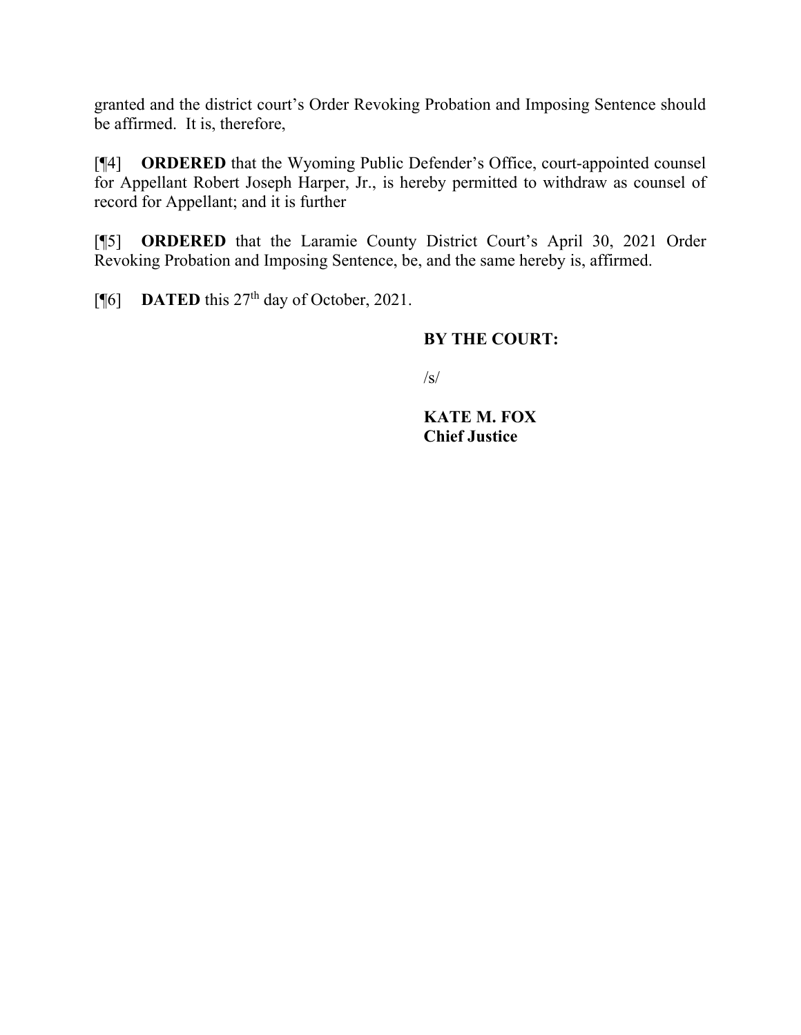granted and the district court's Order Revoking Probation and Imposing Sentence should be affirmed. It is, therefore,

[¶4] **ORDERED** that the Wyoming Public Defender's Office, court-appointed counsel for Appellant Robert Joseph Harper, Jr., is hereby permitted to withdraw as counsel of record for Appellant; and it is further

[¶5] **ORDERED** that the Laramie County District Court's April 30, 2021 Order Revoking Probation and Imposing Sentence, be, and the same hereby is, affirmed.

[¶6] **DATED** this 27th day of October, 2021.

**BY THE COURT:**

/s/

**KATE M. FOX**
**Chief Justice**